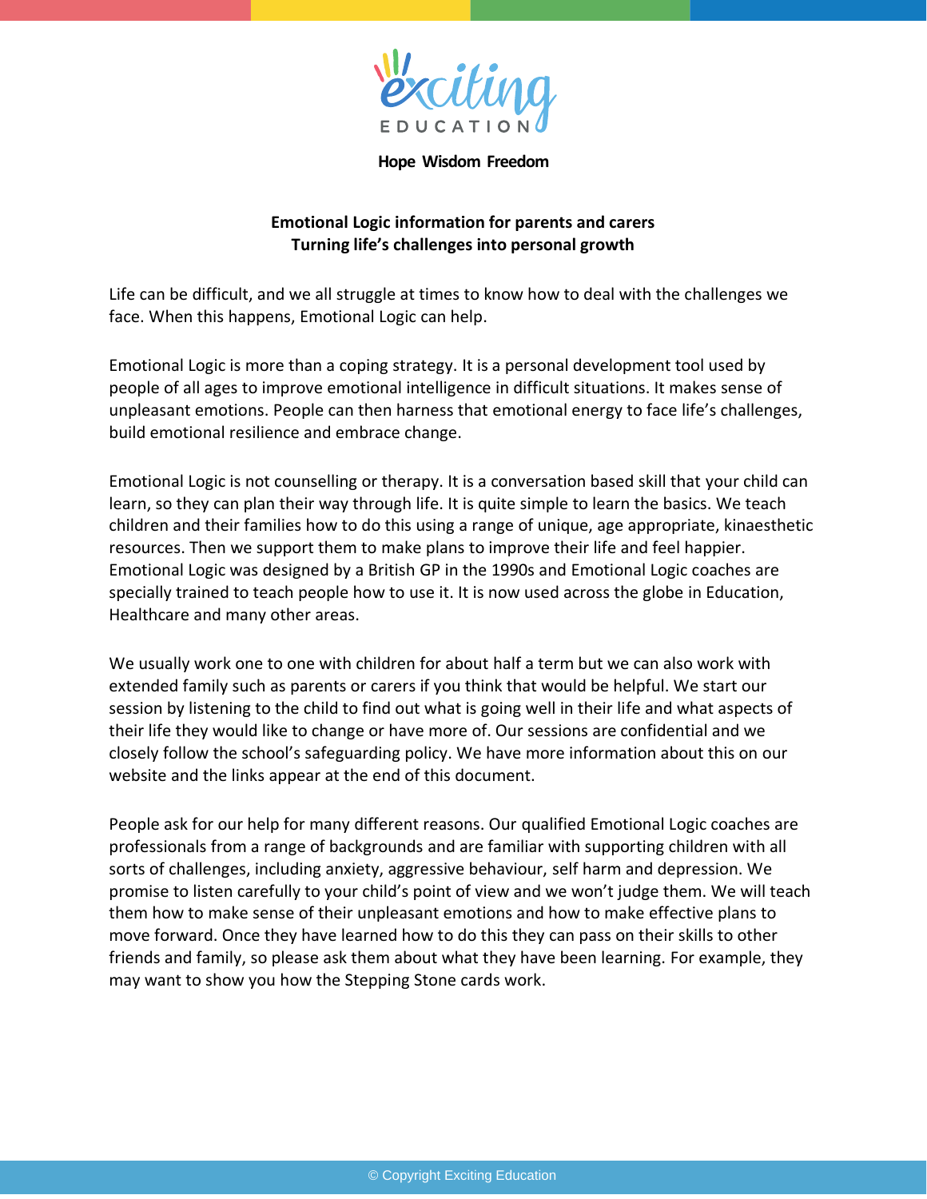exciting EDUCATION

**Hope Wisdom Freedom**

**Emotional Logic information for parents and carers**
**Turning life's challenges into personal growth**

Life can be difficult, and we all struggle at times to know how to deal with the challenges we face. When this happens, Emotional Logic can help.

Emotional Logic is more than a coping strategy. It is a personal development tool used by people of all ages to improve emotional intelligence in difficult situations. It makes sense of unpleasant emotions. People can then harness that emotional energy to face life's challenges, build emotional resilience and embrace change.

Emotional Logic is not counselling or therapy. It is a conversation based skill that your child can learn, so they can plan their way through life. It is quite simple to learn the basics. We teach children and their families how to do this using a range of unique, age appropriate, kinaesthetic resources. Then we support them to make plans to improve their life and feel happier. Emotional Logic was designed by a British GP in the 1990s and Emotional Logic coaches are specially trained to teach people how to use it. It is now used across the globe in Education, Healthcare and many other areas.

We usually work one to one with children for about half a term but we can also work with extended family such as parents or carers if you think that would be helpful. We start our session by listening to the child to find out what is going well in their life and what aspects of their life they would like to change or have more of. Our sessions are confidential and we closely follow the school's safeguarding policy. We have more information about this on our website and the links appear at the end of this document.

People ask for our help for many different reasons. Our qualified Emotional Logic coaches are professionals from a range of backgrounds and are familiar with supporting children with all sorts of challenges, including anxiety, aggressive behaviour, self harm and depression. We promise to listen carefully to your child's point of view and we won't judge them. We will teach them how to make sense of their unpleasant emotions and how to make effective plans to move forward. Once they have learned how to do this they can pass on their skills to other friends and family, so please ask them about what they have been learning. For example, they may want to show you how the Stepping Stone cards work.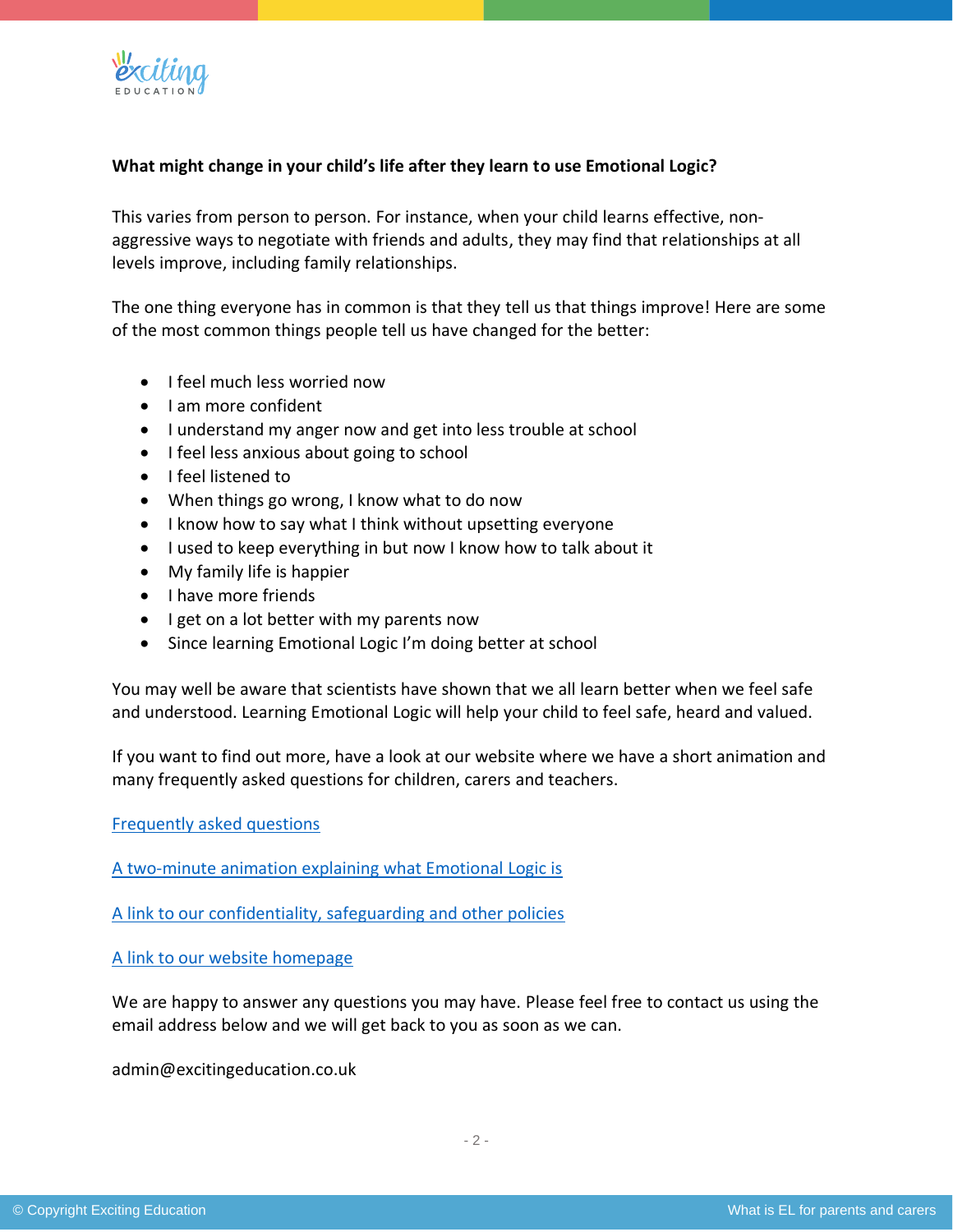**What might change in your child's life after they learn to use Emotional Logic?**

This varies from person to person. For instance, when your child learns effective, non-aggressive ways to negotiate with friends and adults, they may find that relationships at all levels improve, including family relationships.

The one thing everyone has in common is that they tell us that things improve! Here are some of the most common things people tell us have changed for the better:

- I feel much less worried now
- I am more confident
- I understand my anger now and get into less trouble at school
- I feel less anxious about going to school
- I feel listened to
- When things go wrong, I know what to do now
- I know how to say what I think without upsetting everyone
- I used to keep everything in but now I know how to talk about it
- My family life is happier
- I have more friends
- I get on a lot better with my parents now
- Since learning Emotional Logic I'm doing better at school

You may well be aware that scientists have shown that we all learn better when we feel safe and understood. Learning Emotional Logic will help your child to feel safe, heard and valued.

If you want to find out more, have a look at our website where we have a short animation and many frequently asked questions for children, carers and teachers.

Frequently asked questions

A two-minute animation explaining what Emotional Logic is

A link to our confidentiality, safeguarding and other policies

A link to our website homepage

We are happy to answer any questions you may have. Please feel free to contact us using the email address below and we will get back to you as soon as we can.

admin@excitingeducation.co.uk